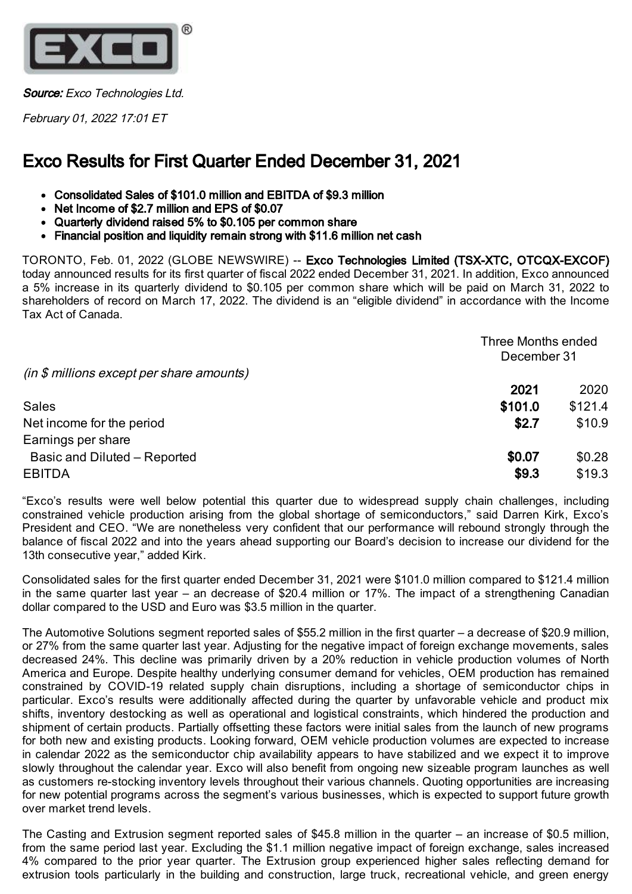***Source:*** *Exco Technologies Ltd.*

*February 01, 2022 17:01 ET*

# Exco Results for First Quarter Ended December 31, 2021

- **Consolidated Sales of $101.0 million and EBITDA of $9.3 million**
- **Net Income of $2.7 million and EPS of $0.07**
- **Quarterly dividend raised 5% to $0.105 per common share**
- **Financial position and liquidity remain strong with $11.6 million net cash**

TORONTO, Feb. 01, 2022 (GLOBE NEWSWIRE) -- **Exco Technologies Limited (TSX-XTC, OTCQX-EXCOF)** today announced results for its first quarter of fiscal 2022 ended December 31, 2021. In addition, Exco announced a 5% increase in its quarterly dividend to $0.105 per common share which will be paid on March 31, 2022 to shareholders of record on March 17, 2022. The dividend is an "eligible dividend" in accordance with the Income Tax Act of Canada.

| *(in $ millions except per share amounts)* | Three Months ended December 31 | |
|---|---|---|
| | **2021** | 2020 |
| Sales | **$101.0** | $121.4 |
| Net income for the period | **$2.7** | $10.9 |
| Earnings per share | | |
| Basic and Diluted – Reported | **$0.07** | $0.28 |
| EBITDA | **$9.3** | $19.3 |

"Exco's results were well below potential this quarter due to widespread supply chain challenges, including constrained vehicle production arising from the global shortage of semiconductors," said Darren Kirk, Exco's President and CEO. "We are nonetheless very confident that our performance will rebound strongly through the balance of fiscal 2022 and into the years ahead supporting our Board's decision to increase our dividend for the 13th consecutive year," added Kirk.

Consolidated sales for the first quarter ended December 31, 2021 were $101.0 million compared to $121.4 million in the same quarter last year – an decrease of $20.4 million or 17%. The impact of a strengthening Canadian dollar compared to the USD and Euro was $3.5 million in the quarter.

The Automotive Solutions segment reported sales of $55.2 million in the first quarter – a decrease of $20.9 million, or 27% from the same quarter last year. Adjusting for the negative impact of foreign exchange movements, sales decreased 24%. This decline was primarily driven by a 20% reduction in vehicle production volumes of North America and Europe. Despite healthy underlying consumer demand for vehicles, OEM production has remained constrained by COVID-19 related supply chain disruptions, including a shortage of semiconductor chips in particular. Exco's results were additionally affected during the quarter by unfavorable vehicle and product mix shifts, inventory destocking as well as operational and logistical constraints, which hindered the production and shipment of certain products. Partially offsetting these factors were initial sales from the launch of new programs for both new and existing products. Looking forward, OEM vehicle production volumes are expected to increase in calendar 2022 as the semiconductor chip availability appears to have stabilized and we expect it to improve slowly throughout the calendar year. Exco will also benefit from ongoing new sizeable program launches as well as customers re-stocking inventory levels throughout their various channels. Quoting opportunities are increasing for new potential programs across the segment's various businesses, which is expected to support future growth over market trend levels.

The Casting and Extrusion segment reported sales of $45.8 million in the quarter – an increase of $0.5 million, from the same period last year. Excluding the $1.1 million negative impact of foreign exchange, sales increased 4% compared to the prior year quarter. The Extrusion group experienced higher sales reflecting demand for extrusion tools particularly in the building and construction, large truck, recreational vehicle, and green energy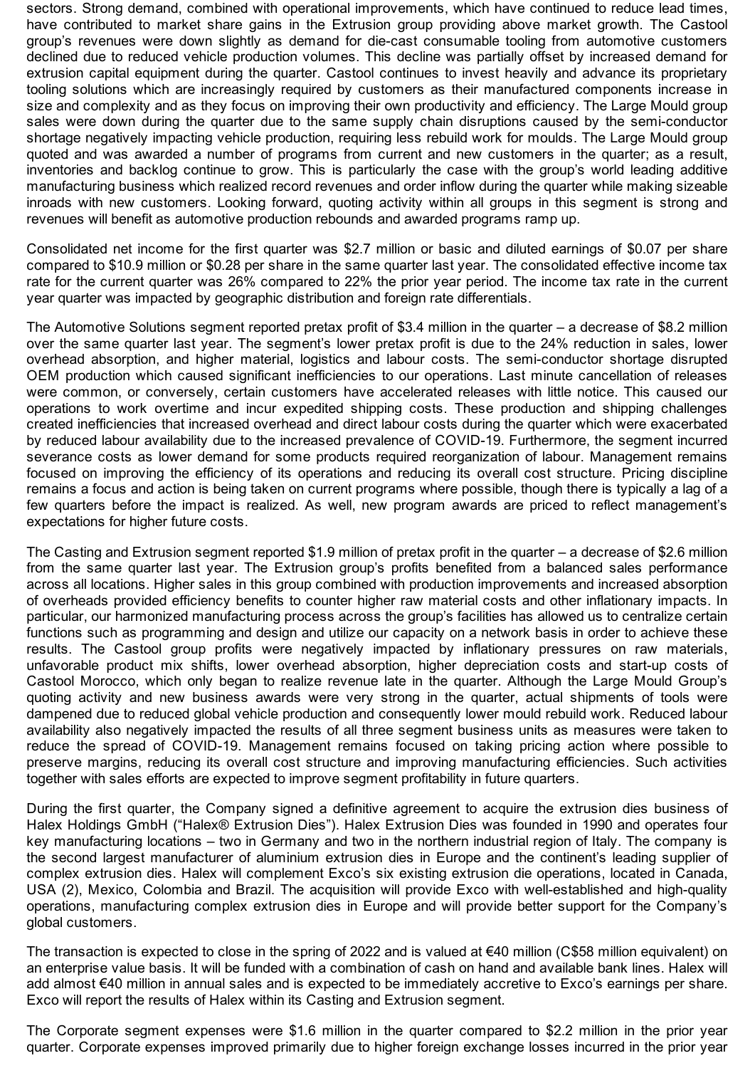sectors. Strong demand, combined with operational improvements, which have continued to reduce lead times, have contributed to market share gains in the Extrusion group providing above market growth. The Castool group's revenues were down slightly as demand for die-cast consumable tooling from automotive customers declined due to reduced vehicle production volumes. This decline was partially offset by increased demand for extrusion capital equipment during the quarter. Castool continues to invest heavily and advance its proprietary tooling solutions which are increasingly required by customers as their manufactured components increase in size and complexity and as they focus on improving their own productivity and efficiency. The Large Mould group sales were down during the quarter due to the same supply chain disruptions caused by the semi-conductor shortage negatively impacting vehicle production, requiring less rebuild work for moulds. The Large Mould group quoted and was awarded a number of programs from current and new customers in the quarter; as a result, inventories and backlog continue to grow. This is particularly the case with the group's world leading additive manufacturing business which realized record revenues and order inflow during the quarter while making sizeable inroads with new customers. Looking forward, quoting activity within all groups in this segment is strong and revenues will benefit as automotive production rebounds and awarded programs ramp up.

Consolidated net income for the first quarter was $2.7 million or basic and diluted earnings of $0.07 per share compared to $10.9 million or $0.28 per share in the same quarter last year. The consolidated effective income tax rate for the current quarter was 26% compared to 22% the prior year period. The income tax rate in the current year quarter was impacted by geographic distribution and foreign rate differentials.

The Automotive Solutions segment reported pretax profit of $3.4 million in the quarter – a decrease of $8.2 million over the same quarter last year. The segment's lower pretax profit is due to the 24% reduction in sales, lower overhead absorption, and higher material, logistics and labour costs. The semi-conductor shortage disrupted OEM production which caused significant inefficiencies to our operations. Last minute cancellation of releases were common, or conversely, certain customers have accelerated releases with little notice. This caused our operations to work overtime and incur expedited shipping costs. These production and shipping challenges created inefficiencies that increased overhead and direct labour costs during the quarter which were exacerbated by reduced labour availability due to the increased prevalence of COVID-19. Furthermore, the segment incurred severance costs as lower demand for some products required reorganization of labour. Management remains focused on improving the efficiency of its operations and reducing its overall cost structure. Pricing discipline remains a focus and action is being taken on current programs where possible, though there is typically a lag of a few quarters before the impact is realized. As well, new program awards are priced to reflect management's expectations for higher future costs.

The Casting and Extrusion segment reported $1.9 million of pretax profit in the quarter – a decrease of $2.6 million from the same quarter last year. The Extrusion group's profits benefited from a balanced sales performance across all locations. Higher sales in this group combined with production improvements and increased absorption of overheads provided efficiency benefits to counter higher raw material costs and other inflationary impacts. In particular, our harmonized manufacturing process across the group's facilities has allowed us to centralize certain functions such as programming and design and utilize our capacity on a network basis in order to achieve these results. The Castool group profits were negatively impacted by inflationary pressures on raw materials, unfavorable product mix shifts, lower overhead absorption, higher depreciation costs and start-up costs of Castool Morocco, which only began to realize revenue late in the quarter. Although the Large Mould Group's quoting activity and new business awards were very strong in the quarter, actual shipments of tools were dampened due to reduced global vehicle production and consequently lower mould rebuild work. Reduced labour availability also negatively impacted the results of all three segment business units as measures were taken to reduce the spread of COVID-19. Management remains focused on taking pricing action where possible to preserve margins, reducing its overall cost structure and improving manufacturing efficiencies. Such activities together with sales efforts are expected to improve segment profitability in future quarters.

During the first quarter, the Company signed a definitive agreement to acquire the extrusion dies business of Halex Holdings GmbH ("Halex® Extrusion Dies"). Halex Extrusion Dies was founded in 1990 and operates four key manufacturing locations – two in Germany and two in the northern industrial region of Italy. The company is the second largest manufacturer of aluminium extrusion dies in Europe and the continent's leading supplier of complex extrusion dies. Halex will complement Exco's six existing extrusion die operations, located in Canada, USA (2), Mexico, Colombia and Brazil. The acquisition will provide Exco with well-established and high-quality operations, manufacturing complex extrusion dies in Europe and will provide better support for the Company's global customers.

The transaction is expected to close in the spring of 2022 and is valued at €40 million (C$58 million equivalent) on an enterprise value basis. It will be funded with a combination of cash on hand and available bank lines. Halex will add almost €40 million in annual sales and is expected to be immediately accretive to Exco's earnings per share. Exco will report the results of Halex within its Casting and Extrusion segment.

The Corporate segment expenses were $1.6 million in the quarter compared to $2.2 million in the prior year quarter. Corporate expenses improved primarily due to higher foreign exchange losses incurred in the prior year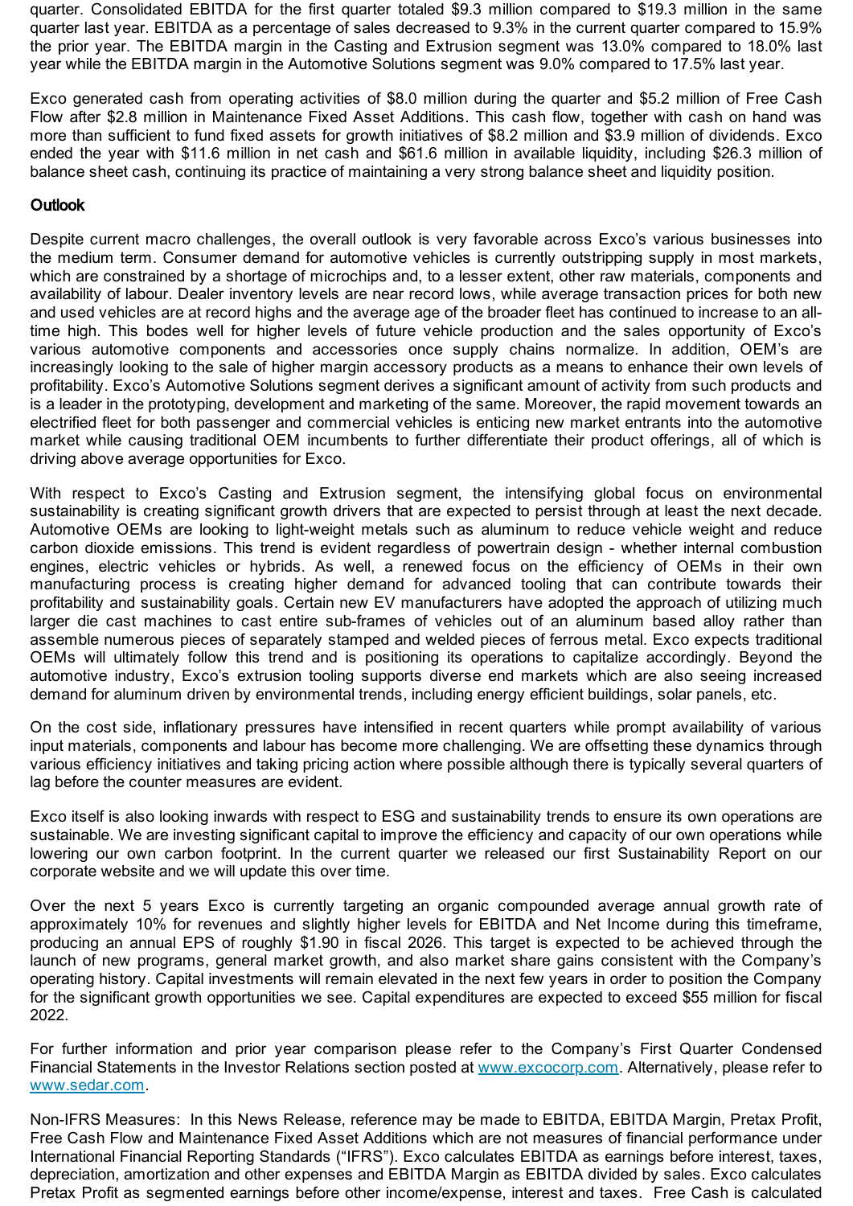quarter. Consolidated EBITDA for the first quarter totaled $9.3 million compared to $19.3 million in the same quarter last year. EBITDA as a percentage of sales decreased to 9.3% in the current quarter compared to 15.9% the prior year. The EBITDA margin in the Casting and Extrusion segment was 13.0% compared to 18.0% last year while the EBITDA margin in the Automotive Solutions segment was 9.0% compared to 17.5% last year.

Exco generated cash from operating activities of $8.0 million during the quarter and $5.2 million of Free Cash Flow after $2.8 million in Maintenance Fixed Asset Additions. This cash flow, together with cash on hand was more than sufficient to fund fixed assets for growth initiatives of $8.2 million and $3.9 million of dividends. Exco ended the year with $11.6 million in net cash and $61.6 million in available liquidity, including $26.3 million of balance sheet cash, continuing its practice of maintaining a very strong balance sheet and liquidity position.

**Outlook**

Despite current macro challenges, the overall outlook is very favorable across Exco's various businesses into the medium term. Consumer demand for automotive vehicles is currently outstripping supply in most markets, which are constrained by a shortage of microchips and, to a lesser extent, other raw materials, components and availability of labour. Dealer inventory levels are near record lows, while average transaction prices for both new and used vehicles are at record highs and the average age of the broader fleet has continued to increase to an all-time high. This bodes well for higher levels of future vehicle production and the sales opportunity of Exco's various automotive components and accessories once supply chains normalize. In addition, OEM's are increasingly looking to the sale of higher margin accessory products as a means to enhance their own levels of profitability. Exco's Automotive Solutions segment derives a significant amount of activity from such products and is a leader in the prototyping, development and marketing of the same. Moreover, the rapid movement towards an electrified fleet for both passenger and commercial vehicles is enticing new market entrants into the automotive market while causing traditional OEM incumbents to further differentiate their product offerings, all of which is driving above average opportunities for Exco.

With respect to Exco's Casting and Extrusion segment, the intensifying global focus on environmental sustainability is creating significant growth drivers that are expected to persist through at least the next decade. Automotive OEMs are looking to light-weight metals such as aluminum to reduce vehicle weight and reduce carbon dioxide emissions. This trend is evident regardless of powertrain design - whether internal combustion engines, electric vehicles or hybrids. As well, a renewed focus on the efficiency of OEMs in their own manufacturing process is creating higher demand for advanced tooling that can contribute towards their profitability and sustainability goals. Certain new EV manufacturers have adopted the approach of utilizing much larger die cast machines to cast entire sub-frames of vehicles out of an aluminum based alloy rather than assemble numerous pieces of separately stamped and welded pieces of ferrous metal. Exco expects traditional OEMs will ultimately follow this trend and is positioning its operations to capitalize accordingly. Beyond the automotive industry, Exco's extrusion tooling supports diverse end markets which are also seeing increased demand for aluminum driven by environmental trends, including energy efficient buildings, solar panels, etc.

On the cost side, inflationary pressures have intensified in recent quarters while prompt availability of various input materials, components and labour has become more challenging. We are offsetting these dynamics through various efficiency initiatives and taking pricing action where possible although there is typically several quarters of lag before the counter measures are evident.

Exco itself is also looking inwards with respect to ESG and sustainability trends to ensure its own operations are sustainable. We are investing significant capital to improve the efficiency and capacity of our own operations while lowering our own carbon footprint. In the current quarter we released our first Sustainability Report on our corporate website and we will update this over time.

Over the next 5 years Exco is currently targeting an organic compounded average annual growth rate of approximately 10% for revenues and slightly higher levels for EBITDA and Net Income during this timeframe, producing an annual EPS of roughly $1.90 in fiscal 2026. This target is expected to be achieved through the launch of new programs, general market growth, and also market share gains consistent with the Company's operating history. Capital investments will remain elevated in the next few years in order to position the Company for the significant growth opportunities we see. Capital expenditures are expected to exceed $55 million for fiscal 2022.

For further information and prior year comparison please refer to the Company's First Quarter Condensed Financial Statements in the Investor Relations section posted at [www.excocorp.com](http://www.excocorp.com). Alternatively, please refer to [www.sedar.com](http://www.sedar.com).

Non-IFRS Measures: In this News Release, reference may be made to EBITDA, EBITDA Margin, Pretax Profit, Free Cash Flow and Maintenance Fixed Asset Additions which are not measures of financial performance under International Financial Reporting Standards ("IFRS"). Exco calculates EBITDA as earnings before interest, taxes, depreciation, amortization and other expenses and EBITDA Margin as EBITDA divided by sales. Exco calculates Pretax Profit as segmented earnings before other income/expense, interest and taxes. Free Cash is calculated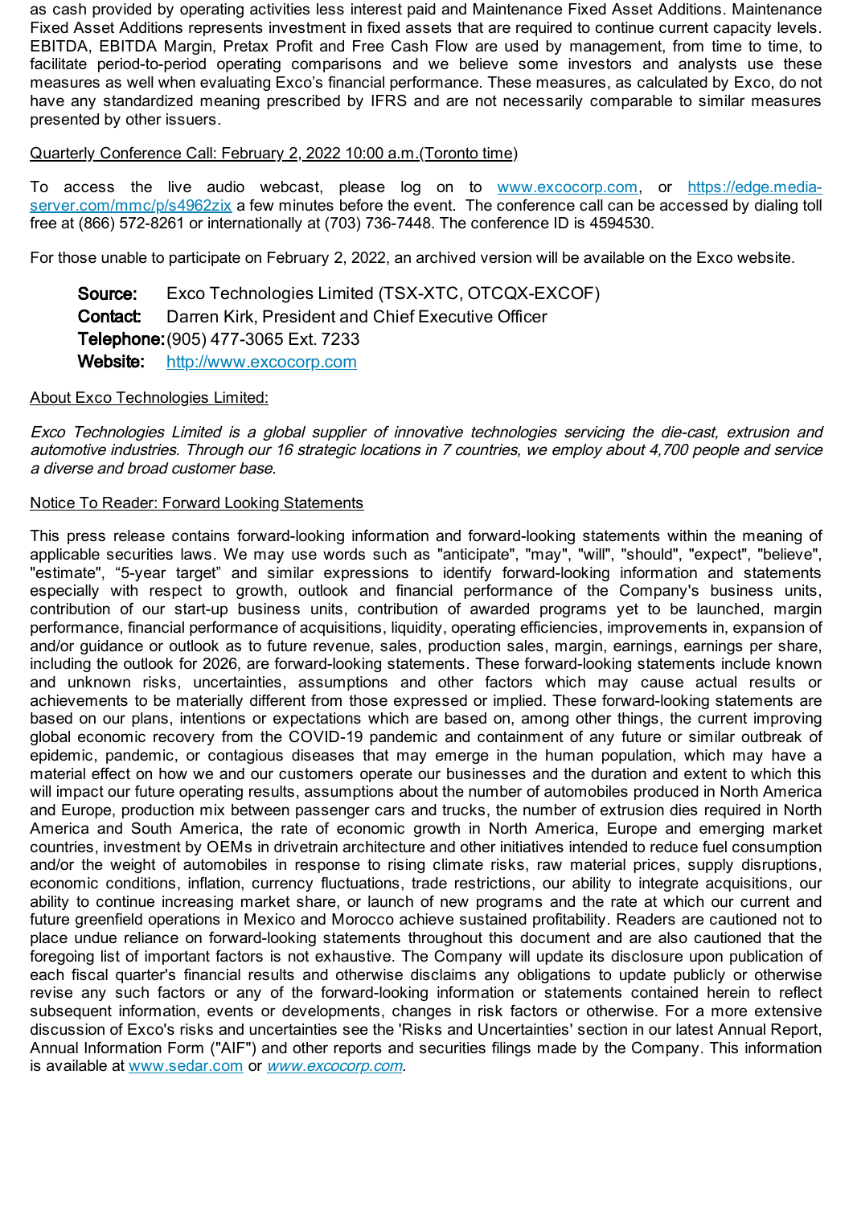as cash provided by operating activities less interest paid and Maintenance Fixed Asset Additions. Maintenance Fixed Asset Additions represents investment in fixed assets that are required to continue current capacity levels. EBITDA, EBITDA Margin, Pretax Profit and Free Cash Flow are used by management, from time to time, to facilitate period-to-period operating comparisons and we believe some investors and analysts use these measures as well when evaluating Exco's financial performance. These measures, as calculated by Exco, do not have any standardized meaning prescribed by IFRS and are not necessarily comparable to similar measures presented by other issuers.

Quarterly Conference Call: February 2, 2022 10:00 a.m.(Toronto time)

To access the live audio webcast, please log on to [www.excocorp.com](http://www.excocorp.com), or [https://edge.media-server.com/mmc/p/s4962zix](https://edge.media-server.com/mmc/p/s4962zix) a few minutes before the event. The conference call can be accessed by dialing toll free at (866) 572-8261 or internationally at (703) 736-7448. The conference ID is 4594530.

For those unable to participate on February 2, 2022, an archived version will be available on the Exco website.

**Source:** Exco Technologies Limited (TSX-XTC, OTCQX-EXCOF)
**Contact:** Darren Kirk, President and Chief Executive Officer
**Telephone:** (905) 477-3065 Ext. 7233
**Website:** [http://www.excocorp.com](http://www.excocorp.com)

About Exco Technologies Limited:

*Exco Technologies Limited is a global supplier of innovative technologies servicing the die-cast, extrusion and automotive industries. Through our 16 strategic locations in 7 countries, we employ about 4,700 people and service a diverse and broad customer base.*

Notice To Reader: Forward Looking Statements

This press release contains forward-looking information and forward-looking statements within the meaning of applicable securities laws. We may use words such as "anticipate", "may", "will", "should", "expect", "believe", "estimate", "5-year target" and similar expressions to identify forward-looking information and statements especially with respect to growth, outlook and financial performance of the Company's business units, contribution of our start-up business units, contribution of awarded programs yet to be launched, margin performance, financial performance of acquisitions, liquidity, operating efficiencies, improvements in, expansion of and/or guidance or outlook as to future revenue, sales, production sales, margin, earnings, earnings per share, including the outlook for 2026, are forward-looking statements. These forward-looking statements include known and unknown risks, uncertainties, assumptions and other factors which may cause actual results or achievements to be materially different from those expressed or implied. These forward-looking statements are based on our plans, intentions or expectations which are based on, among other things, the current improving global economic recovery from the COVID-19 pandemic and containment of any future or similar outbreak of epidemic, pandemic, or contagious diseases that may emerge in the human population, which may have a material effect on how we and our customers operate our businesses and the duration and extent to which this will impact our future operating results, assumptions about the number of automobiles produced in North America and Europe, production mix between passenger cars and trucks, the number of extrusion dies required in North America and South America, the rate of economic growth in North America, Europe and emerging market countries, investment by OEMs in drivetrain architecture and other initiatives intended to reduce fuel consumption and/or the weight of automobiles in response to rising climate risks, raw material prices, supply disruptions, economic conditions, inflation, currency fluctuations, trade restrictions, our ability to integrate acquisitions, our ability to continue increasing market share, or launch of new programs and the rate at which our current and future greenfield operations in Mexico and Morocco achieve sustained profitability. Readers are cautioned not to place undue reliance on forward-looking statements throughout this document and are also cautioned that the foregoing list of important factors is not exhaustive. The Company will update its disclosure upon publication of each fiscal quarter's financial results and otherwise disclaims any obligations to update publicly or otherwise revise any such factors or any of the forward-looking information or statements contained herein to reflect subsequent information, events or developments, changes in risk factors or otherwise. For a more extensive discussion of Exco's risks and uncertainties see the 'Risks and Uncertainties' section in our latest Annual Report, Annual Information Form ("AIF") and other reports and securities filings made by the Company. This information is available at [www.sedar.com](http://www.sedar.com) or *[www.excocorp.com](http://www.excocorp.com)*.